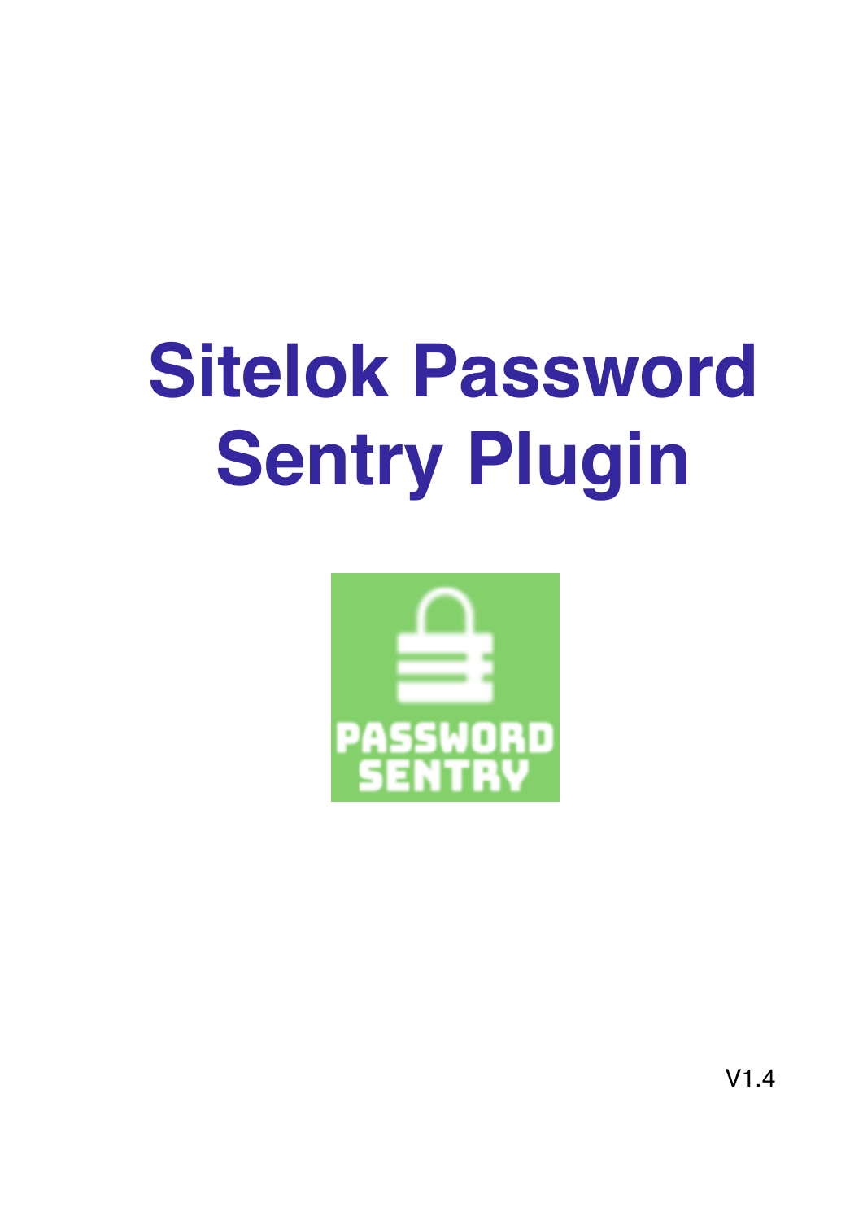# Sitelok Password Sentry Plugin

V1.4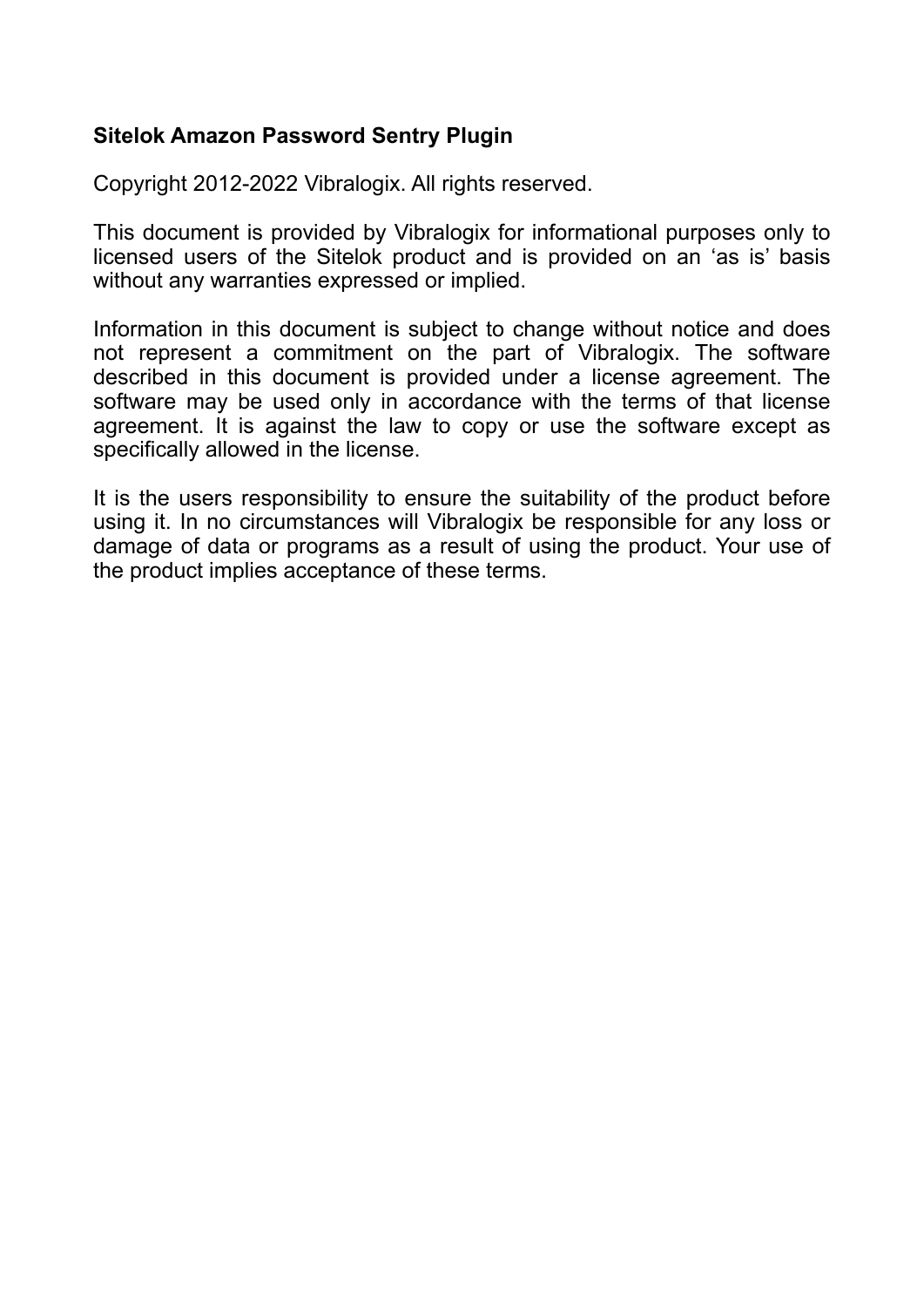**Sitelok Amazon Password Sentry Plugin**

Copyright 2012-2022 Vibralogix. All rights reserved.

This document is provided by Vibralogix for informational purposes only to licensed users of the Sitelok product and is provided on an ‘as is’ basis without any warranties expressed or implied.

Information in this document is subject to change without notice and does not represent a commitment on the part of Vibralogix. The software described in this document is provided under a license agreement. The software may be used only in accordance with the terms of that license agreement. It is against the law to copy or use the software except as specifically allowed in the license.

It is the users responsibility to ensure the suitability of the product before using it. In no circumstances will Vibralogix be responsible for any loss or damage of data or programs as a result of using the product. Your use of the product implies acceptance of these terms.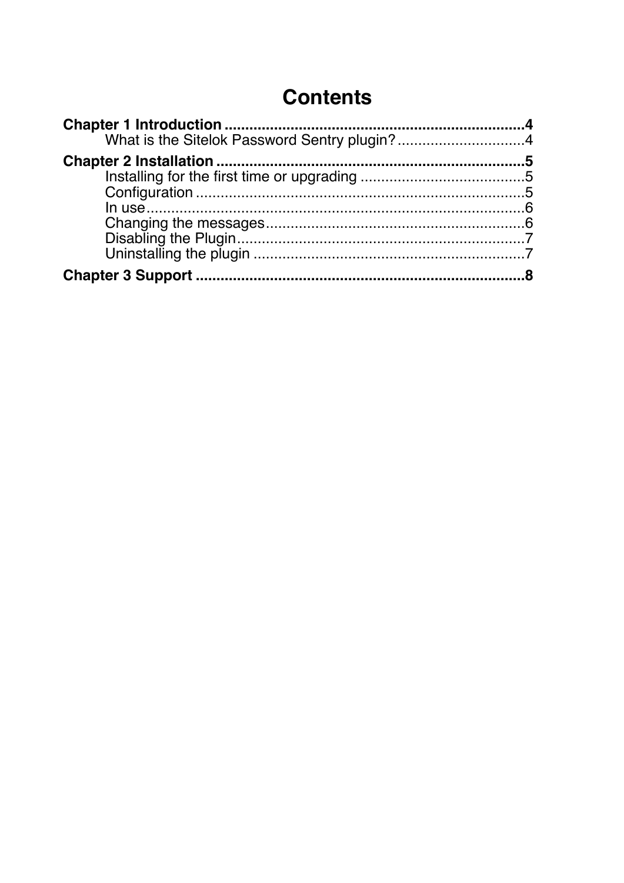# Contents

**Chapter 1 Introduction .......................................................................... 4**

- What is the Sitelok Password Sentry plugin? ............................... 4

**Chapter 2 Installation ........................................................................... 5**

- Installing for the first time or upgrading ......................................... 5
- Configuration .................................................................................. 5
- In use .............................................................................................. 6
- Changing the messages ................................................................ 6
- Disabling the Plugin ....................................................................... 7
- Uninstalling the plugin ................................................................... 7

**Chapter 3 Support ................................................................................. 8**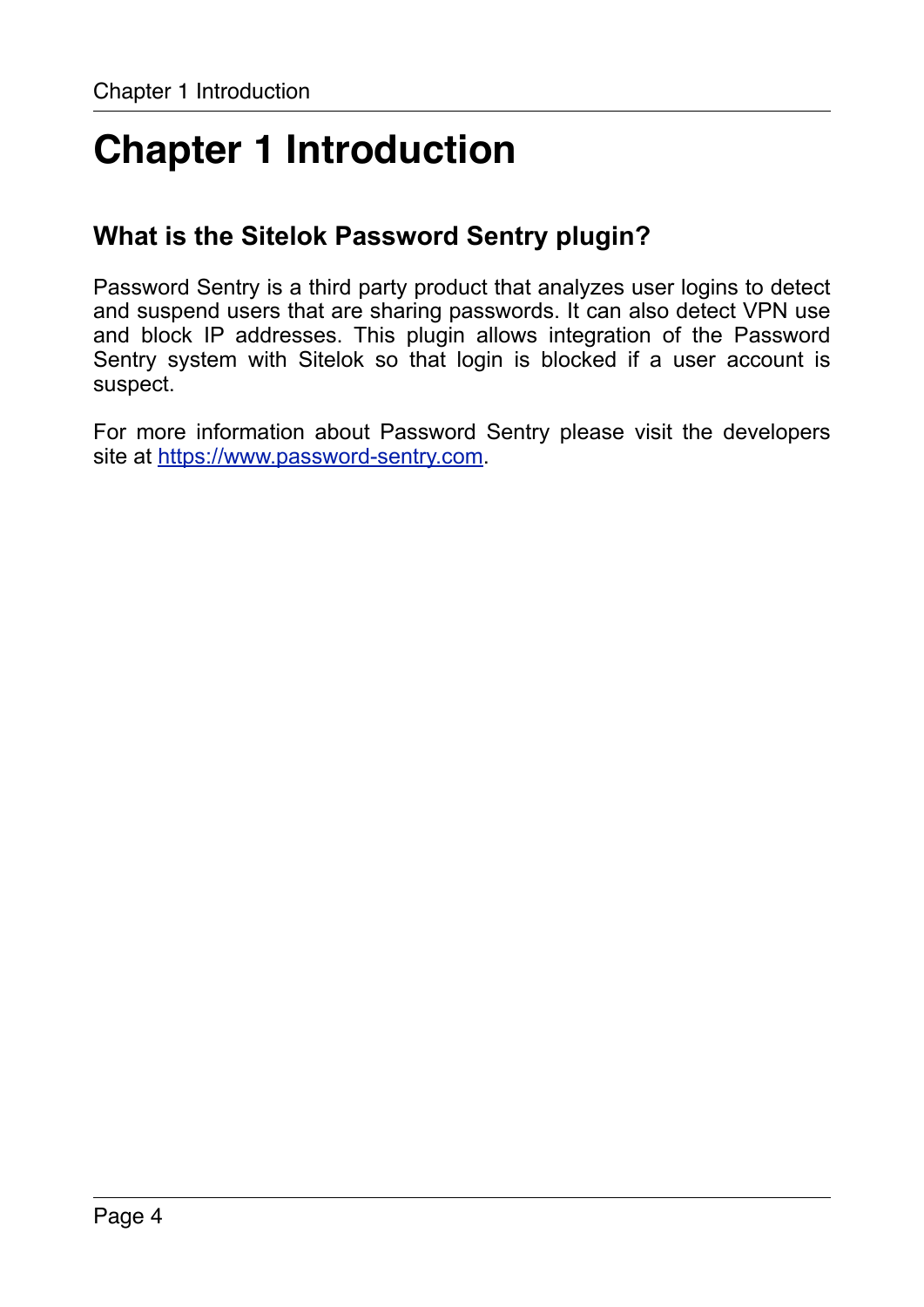# Chapter 1 Introduction

## What is the Sitelok Password Sentry plugin?

Password Sentry is a third party product that analyzes user logins to detect and suspend users that are sharing passwords. It can also detect VPN use and block IP addresses. This plugin allows integration of the Password Sentry system with Sitelok so that login is blocked if a user account is suspect.

For more information about Password Sentry please visit the developers site at [https://www.password-sentry.com](https://www.password-sentry.com).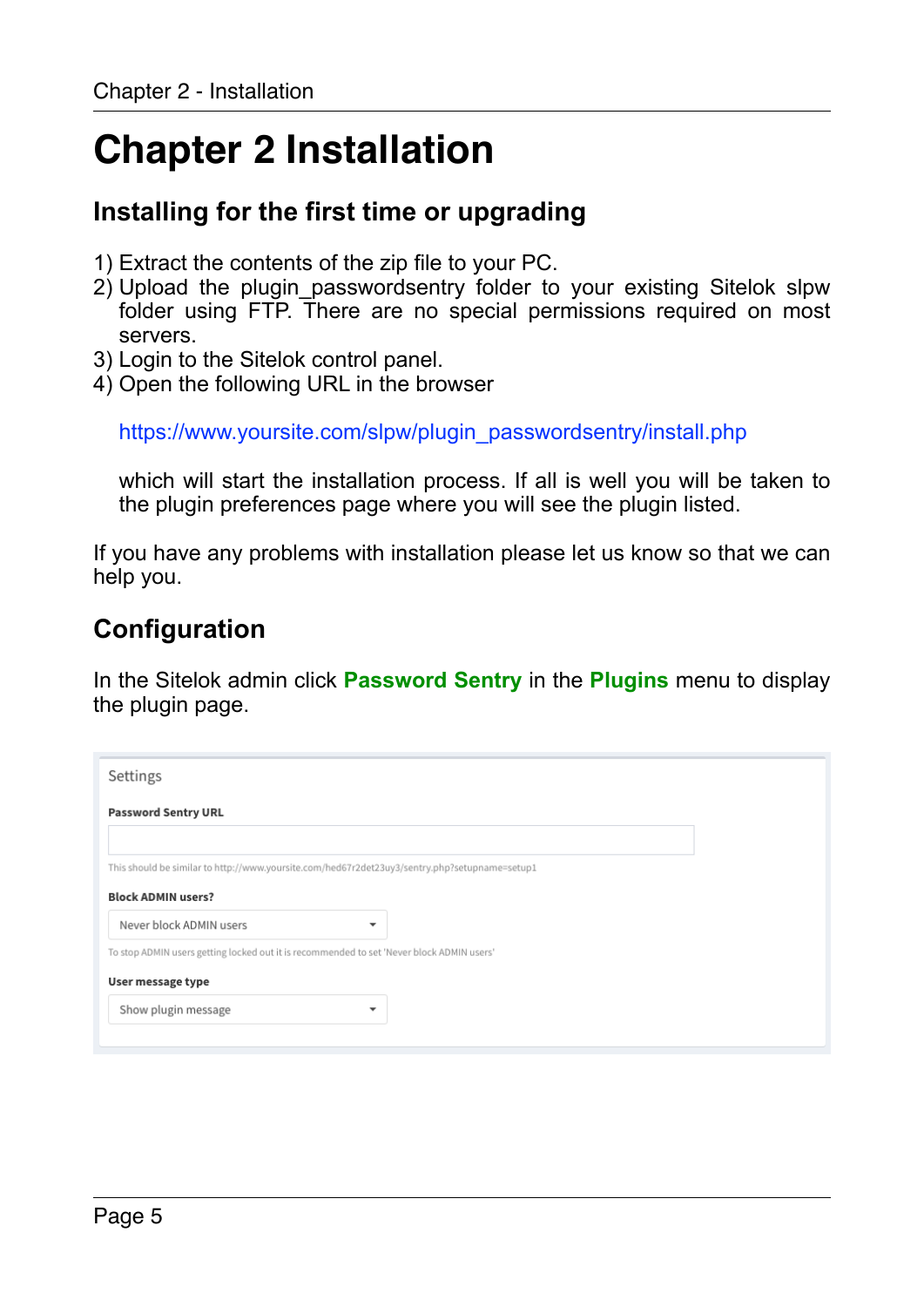# Chapter 2 Installation

## Installing for the first time or upgrading

1) Extract the contents of the zip file to your PC.
2) Upload the plugin_passwordsentry folder to your existing Sitelok slpw folder using FTP. There are no special permissions required on most servers.
3) Login to the Sitelok control panel.
4) Open the following URL in the browser

   https://www.yoursite.com/slpw/plugin_passwordsentry/install.php

   which will start the installation process. If all is well you will be taken to the plugin preferences page where you will see the plugin listed.

If you have any problems with installation please let us know so that we can help you.

## Configuration

In the Sitelok admin click **Password Sentry** in the **Plugins** menu to display the plugin page.

Settings

**Password Sentry URL**

This should be similar to http://www.yoursite.com/hed67r2det23uy3/sentry.php?setupname=setup1

**Block ADMIN users?**

Never block ADMIN users

To stop ADMIN users getting locked out it is recommended to set 'Never block ADMIN users'

**User message type**

Show plugin message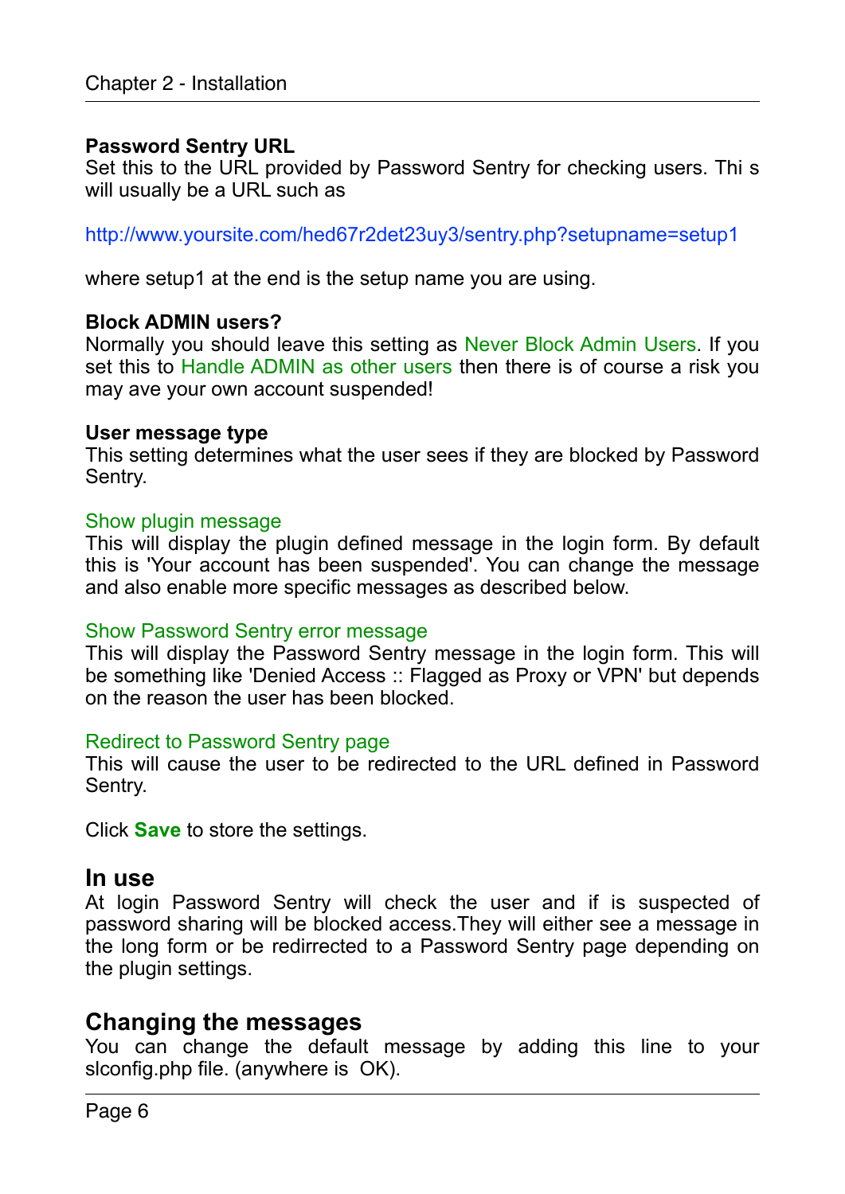**Password Sentry URL**
Set this to the URL provided by Password Sentry for checking users. Thi s will usually be a URL such as

http://www.yoursite.com/hed67r2det23uy3/sentry.php?setupname=setup1

where setup1 at the end is the setup name you are using.

**Block ADMIN users?**
Normally you should leave this setting as Never Block Admin Users. If you set this to Handle ADMIN as other users then there is of course a risk you may ave your own account suspended!

**User message type**
This setting determines what the user sees if they are blocked by Password Sentry.

Show plugin message
This will display the plugin defined message in the login form. By default this is 'Your account has been suspended'. You can change the message and also enable more specific messages as described below.

Show Password Sentry error message
This will display the Password Sentry message in the login form. This will be something like 'Denied Access :: Flagged as Proxy or VPN' but depends on the reason the user has been blocked.

Redirect to Password Sentry page
This will cause the user to be redirected to the URL defined in Password Sentry.

Click **Save** to store the settings.

## In use

At login Password Sentry will check the user and if is suspected of password sharing will be blocked access.They will either see a message in the long form or be redirrected to a Password Sentry page depending on the plugin settings.

## Changing the messages

You can change the default message by adding this line to your slconfig.php file. (anywhere is OK).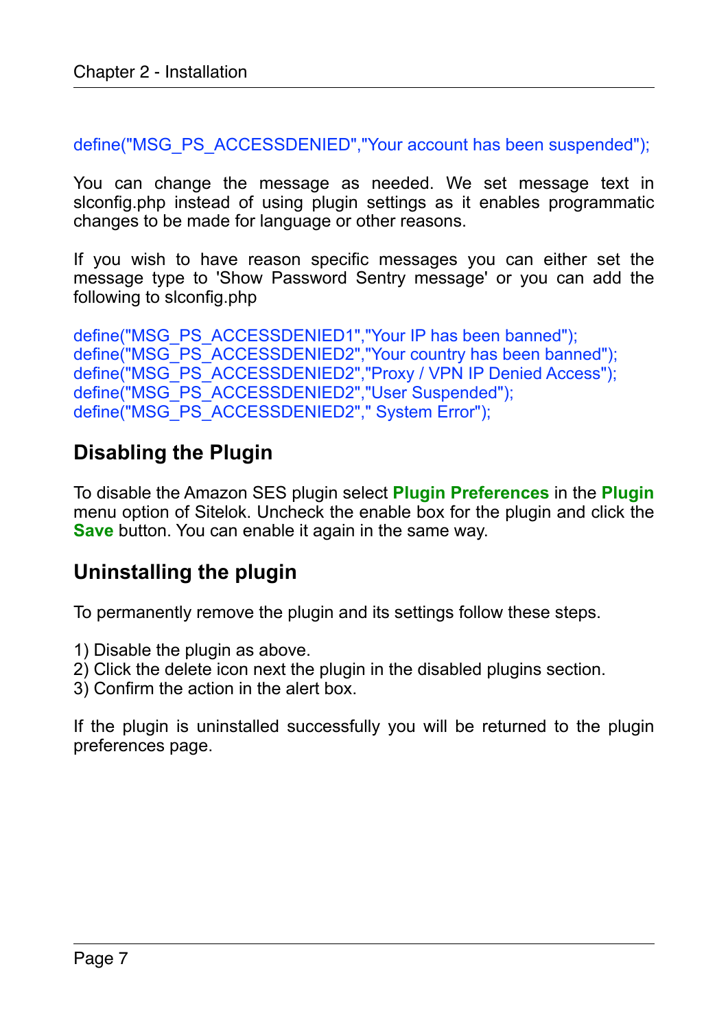```
define("MSG_PS_ACCESSDENIED","Your account has been suspended");
```

You can change the message as needed. We set message text in slconfig.php instead of using plugin settings as it enables programmatic changes to be made for language or other reasons.

If you wish to have reason specific messages you can either set the message type to 'Show Password Sentry message' or you can add the following to slconfig.php

```
define("MSG_PS_ACCESSDENIED1","Your IP has been banned");
define("MSG_PS_ACCESSDENIED2","Your country has been banned");
define("MSG_PS_ACCESSDENIED2","Proxy / VPN IP Denied Access");
define("MSG_PS_ACCESSDENIED2","User Suspended");
define("MSG_PS_ACCESSDENIED2"," System Error");
```

## Disabling the Plugin

To disable the Amazon SES plugin select **Plugin Preferences** in the **Plugin** menu option of Sitelok. Uncheck the enable box for the plugin and click the **Save** button. You can enable it again in the same way.

## Uninstalling the plugin

To permanently remove the plugin and its settings follow these steps.

1) Disable the plugin as above.
2) Click the delete icon next the plugin in the disabled plugins section.
3) Confirm the action in the alert box.

If the plugin is uninstalled successfully you will be returned to the plugin preferences page.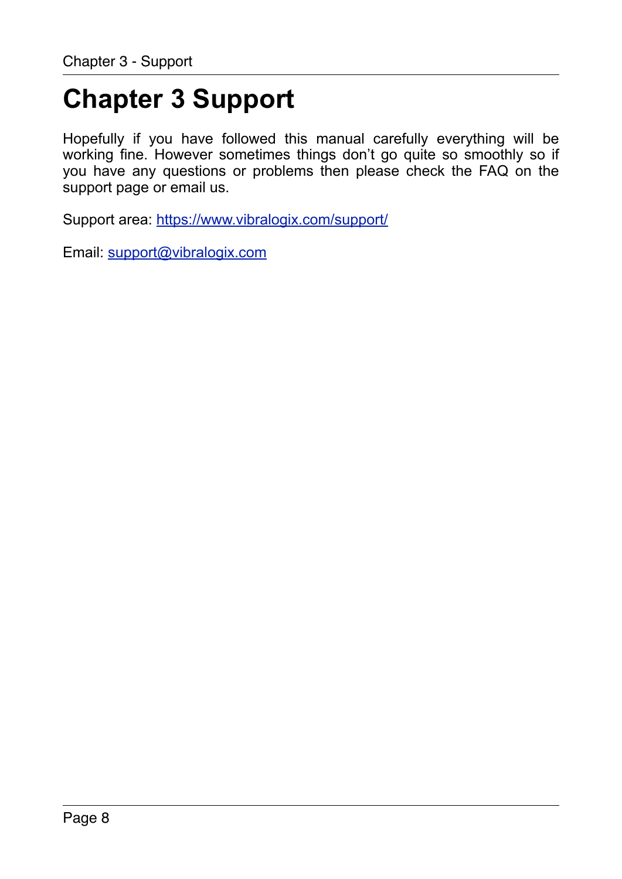# Chapter 3 Support

Hopefully if you have followed this manual carefully everything will be working fine. However sometimes things don't go quite so smoothly so if you have any questions or problems then please check the FAQ on the support page or email us.

Support area: https://www.vibralogix.com/support/

Email: support@vibralogix.com